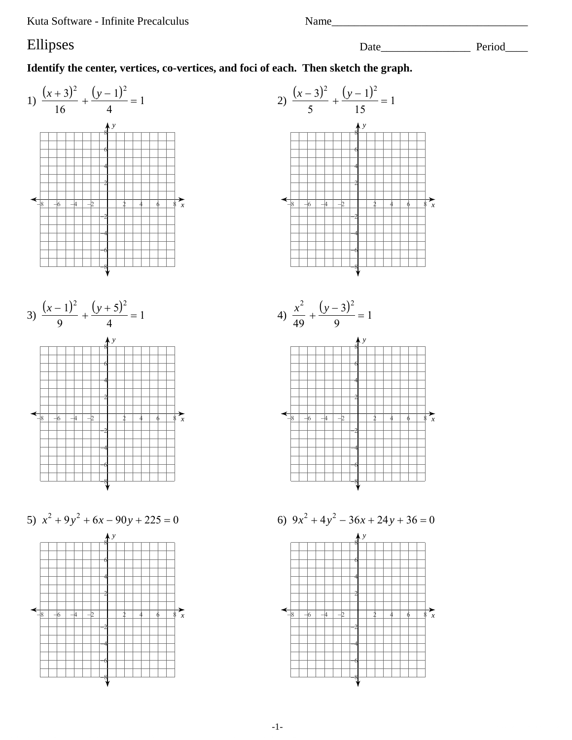Name___________________________________

# Ellipses

Date________________ Period____

**Identify the center, vertices, co-vertices, and foci of each. Then sketch the graph.**

1) $\dfrac{(x+3)^2}{16} + \dfrac{(y-1)^2}{4} = 1$

2) $\dfrac{(x-3)^2}{5} + \dfrac{(y-1)^2}{15} = 1$

3) $\dfrac{(x-1)^2}{9} + \dfrac{(y+5)^2}{4} = 1$

4) $\dfrac{x^2}{49} + \dfrac{(y-3)^2}{9} = 1$

5) $x^2 + 9y^2 + 6x - 90y + 225 = 0$

6) $9x^2 + 4y^2 - 36x + 24y + 36 = 0$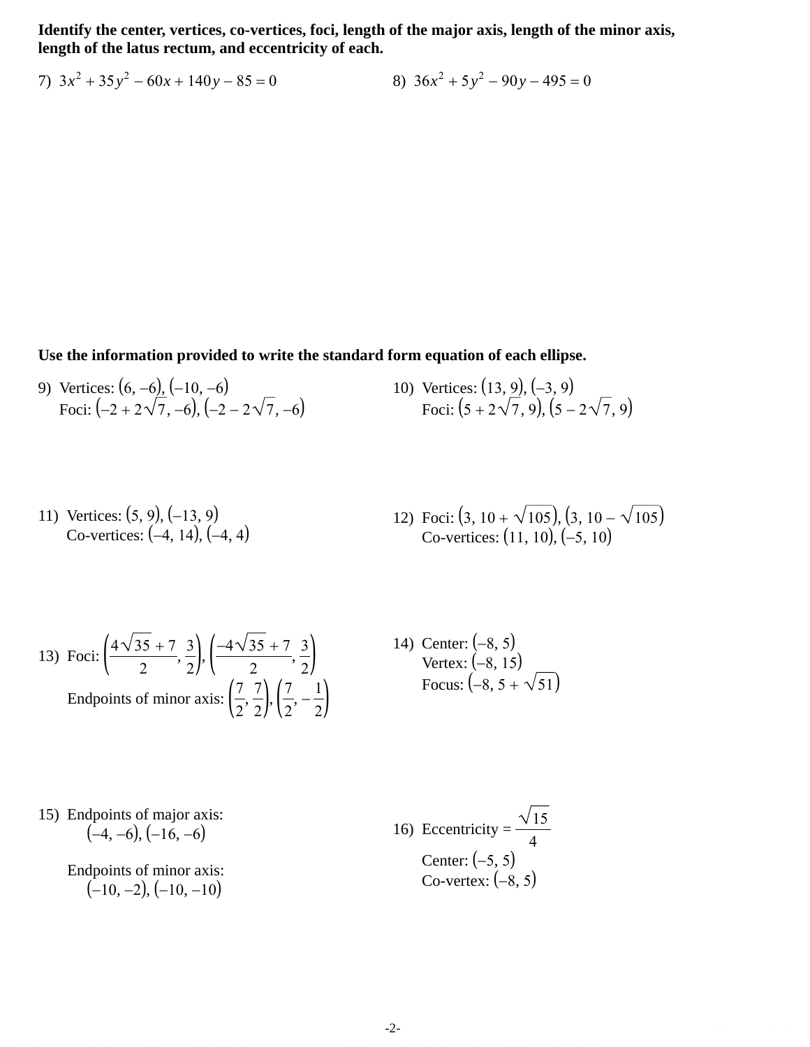**Identify the center, vertices, co-vertices, foci, length of the major axis, length of the minor axis, length of the latus rectum, and eccentricity of each.**

7) $3x^2 + 35y^2 - 60x + 140y - 85 = 0$

8) $36x^2 + 5y^2 - 90y - 495 = 0$

**Use the information provided to write the standard form equation of each ellipse.**

9) Vertices: $(6, -6)$, $(-10, -6)$
Foci: $(-2 + 2\sqrt{7}, -6)$, $(-2 - 2\sqrt{7}, -6)$

10) Vertices: $(13, 9)$, $(-3, 9)$
Foci: $(5 + 2\sqrt{7}, 9)$, $(5 - 2\sqrt{7}, 9)$

11) Vertices: $(5, 9)$, $(-13, 9)$
Co-vertices: $(-4, 14)$, $(-4, 4)$

12) Foci: $(3, 10 + \sqrt{105})$, $(3, 10 - \sqrt{105})$
Co-vertices: $(11, 10)$, $(-5, 10)$

13) Foci: $\left(\frac{4\sqrt{35} + 7}{2}, \frac{3}{2}\right)$, $\left(\frac{-4\sqrt{35} + 7}{2}, \frac{3}{2}\right)$
Endpoints of minor axis: $\left(\frac{7}{2}, \frac{7}{2}\right)$, $\left(\frac{7}{2}, -\frac{1}{2}\right)$

14) Center: $(-8, 5)$
Vertex: $(-8, 15)$
Focus: $(-8, 5 + \sqrt{51})$

15) Endpoints of major axis:
$(-4, -6)$, $(-16, -6)$
Endpoints of minor axis:
$(-10, -2)$, $(-10, -10)$

16) Eccentricity $= \frac{\sqrt{15}}{4}$
Center: $(-5, 5)$
Co-vertex: $(-8, 5)$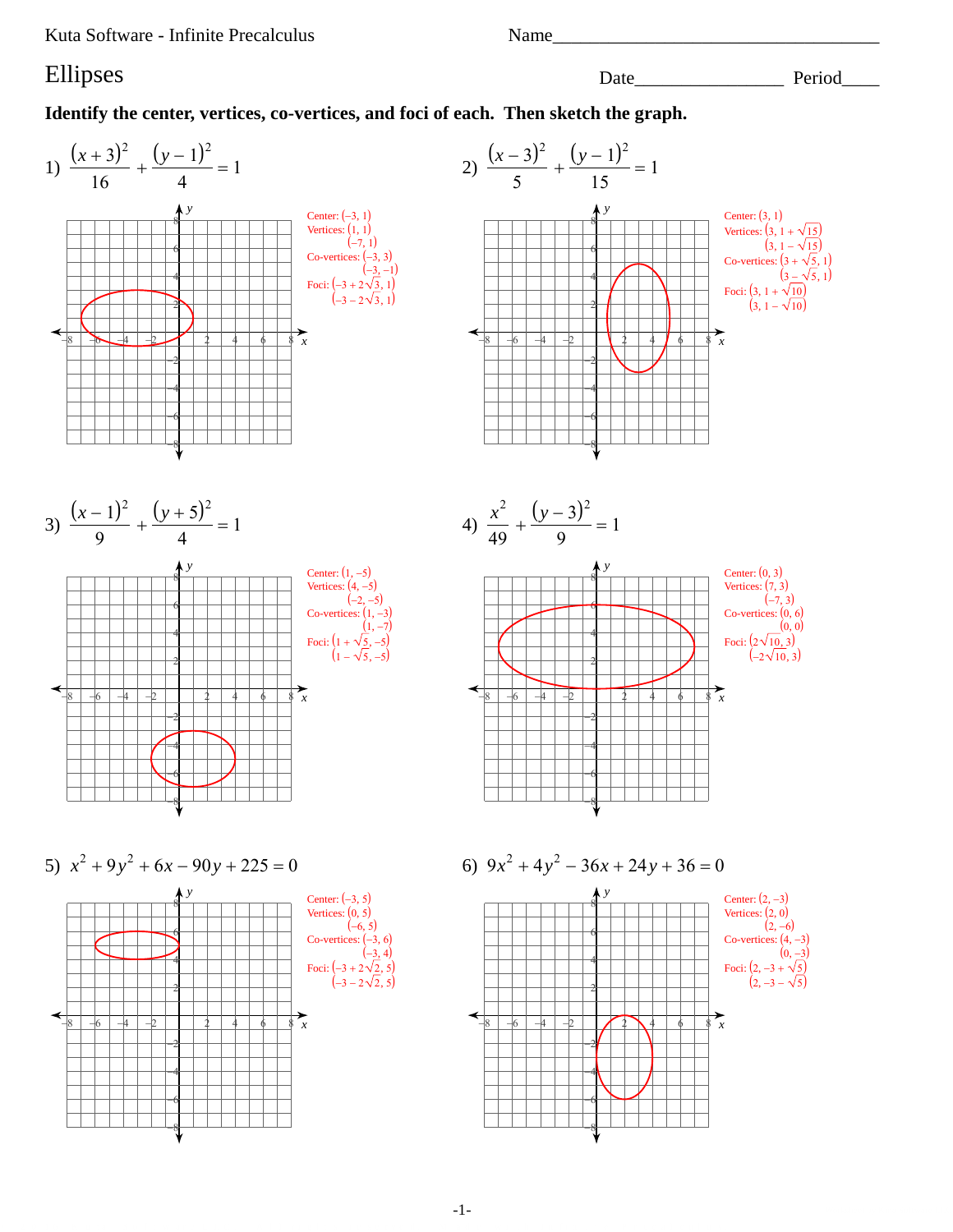Kuta Software - Infinite Precalculus

Name\_\_\_\_\_\_\_\_\_\_\_\_\_\_\_\_\_\_\_\_\_\_\_\_\_\_\_\_\_\_\_\_\_\_\_

# Ellipses

Date\_\_\_\_\_\_\_\_\_\_\_\_\_\_\_\_ Period\_\_\_\_

**Identify the center, vertices, co-vertices, and foci of each. Then sketch the graph.**

1) $\dfrac{(x+3)^2}{16} + \dfrac{(y-1)^2}{4} = 1$

Center: $(-3, 1)$
Vertices: $(1, 1)$, $(-7, 1)$
Co-vertices: $(-3, 3)$, $(-3, -1)$
Foci: $(-3 + 2\sqrt{3}, 1)$, $(-3 - 2\sqrt{3}, 1)$

2) $\dfrac{(x-3)^2}{5} + \dfrac{(y-1)^2}{15} = 1$

Center: $(3, 1)$
Vertices: $(3, 1 + \sqrt{15})$, $(3, 1 - \sqrt{15})$
Co-vertices: $(3 + \sqrt{5}, 1)$, $(3 - \sqrt{5}, 1)$
Foci: $(3, 1 + \sqrt{10})$, $(3, 1 - \sqrt{10})$

3) $\dfrac{(x-1)^2}{9} + \dfrac{(y+5)^2}{4} = 1$

Center: $(1, -5)$
Vertices: $(4, -5)$, $(-2, -5)$
Co-vertices: $(1, -3)$, $(1, -7)$
Foci: $(1 + \sqrt{5}, -5)$, $(1 - \sqrt{5}, -5)$

4) $\dfrac{x^2}{49} + \dfrac{(y-3)^2}{9} = 1$

Center: $(0, 3)$
Vertices: $(7, 3)$, $(-7, 3)$
Co-vertices: $(0, 6)$, $(0, 0)$
Foci: $(2\sqrt{10}, 3)$, $(-2\sqrt{10}, 3)$

5) $x^2 + 9y^2 + 6x - 90y + 225 = 0$

Center: $(-3, 5)$
Vertices: $(0, 5)$, $(-6, 5)$
Co-vertices: $(-3, 6)$, $(-3, 4)$
Foci: $(-3 + 2\sqrt{2}, 5)$, $(-3 - 2\sqrt{2}, 5)$

6) $9x^2 + 4y^2 - 36x + 24y + 36 = 0$

Center: $(2, -3)$
Vertices: $(2, 0)$, $(2, -6)$
Co-vertices: $(4, -3)$, $(0, -3)$
Foci: $(2, -3 + \sqrt{5})$, $(2, -3 - \sqrt{5})$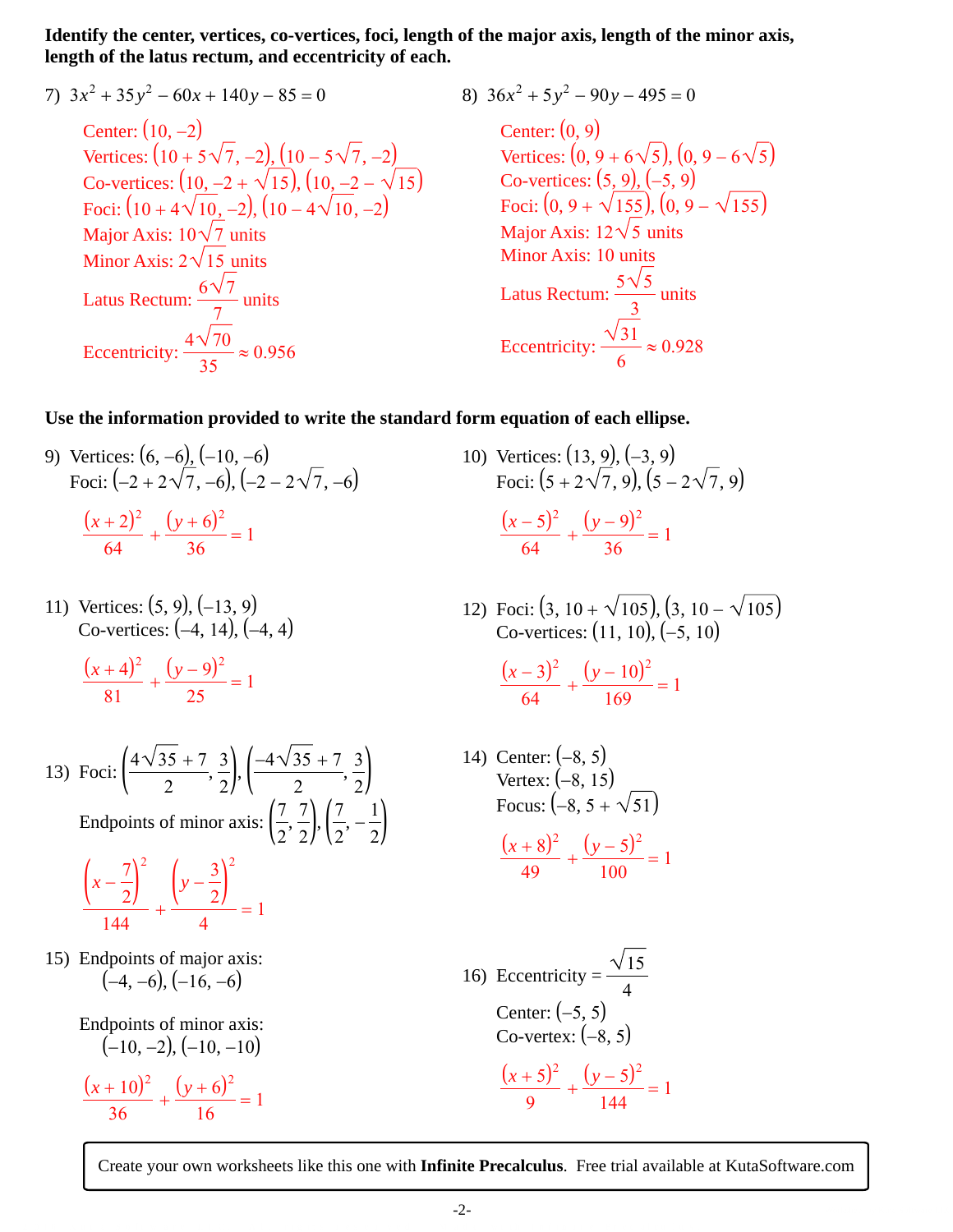**Identify the center, vertices, co-vertices, foci, length of the major axis, length of the minor axis, length of the latus rectum, and eccentricity of each.**

7) $3x^2 + 35y^2 - 60x + 140y - 85 = 0$

Center: $(10, -2)$
Vertices: $(10 + 5\sqrt{7}, -2)$, $(10 - 5\sqrt{7}, -2)$
Co-vertices: $(10, -2 + \sqrt{15})$, $(10, -2 - \sqrt{15})$
Foci: $(10 + 4\sqrt{10}, -2)$, $(10 - 4\sqrt{10}, -2)$
Major Axis: $10\sqrt{7}$ units
Minor Axis: $2\sqrt{15}$ units
Latus Rectum: $\frac{6\sqrt{7}}{7}$ units
Eccentricity: $\frac{4\sqrt{70}}{35} \approx 0.956$

8) $36x^2 + 5y^2 - 90y - 495 = 0$

Center: $(0, 9)$
Vertices: $(0, 9 + 6\sqrt{5})$, $(0, 9 - 6\sqrt{5})$
Co-vertices: $(5, 9)$, $(-5, 9)$
Foci: $(0, 9 + \sqrt{155})$, $(0, 9 - \sqrt{155})$
Major Axis: $12\sqrt{5}$ units
Minor Axis: 10 units
Latus Rectum: $\frac{5\sqrt{5}}{3}$ units
Eccentricity: $\frac{\sqrt{31}}{6} \approx 0.928$

**Use the information provided to write the standard form equation of each ellipse.**

9) Vertices: $(6, -6)$, $(-10, -6)$
Foci: $(-2 + 2\sqrt{7}, -6)$, $(-2 - 2\sqrt{7}, -6)$

$$\frac{(x+2)^2}{64} + \frac{(y+6)^2}{36} = 1$$

10) Vertices: $(13, 9)$, $(-3, 9)$
Foci: $(5 + 2\sqrt{7}, 9)$, $(5 - 2\sqrt{7}, 9)$

$$\frac{(x-5)^2}{64} + \frac{(y-9)^2}{36} = 1$$

11) Vertices: $(5, 9)$, $(-13, 9)$
Co-vertices: $(-4, 14)$, $(-4, 4)$

$$\frac{(x+4)^2}{81} + \frac{(y-9)^2}{25} = 1$$

12) Foci: $(3, 10 + \sqrt{105})$, $(3, 10 - \sqrt{105})$
Co-vertices: $(11, 10)$, $(-5, 10)$

$$\frac{(x-3)^2}{64} + \frac{(y-10)^2}{169} = 1$$

13) Foci: $\left(\frac{4\sqrt{35}+7}{2}, \frac{3}{2}\right)$, $\left(\frac{-4\sqrt{35}+7}{2}, \frac{3}{2}\right)$
Endpoints of minor axis: $\left(\frac{7}{2}, \frac{7}{2}\right)$, $\left(\frac{7}{2}, -\frac{1}{2}\right)$

$$\frac{\left(x - \frac{7}{2}\right)^2}{144} + \frac{\left(y - \frac{3}{2}\right)^2}{4} = 1$$

14) Center: $(-8, 5)$
Vertex: $(-8, 15)$
Focus: $(-8, 5 + \sqrt{51})$

$$\frac{(x+8)^2}{49} + \frac{(y-5)^2}{100} = 1$$

15) Endpoints of major axis: $(-4, -6)$, $(-16, -6)$
Endpoints of minor axis: $(-10, -2)$, $(-10, -10)$

$$\frac{(x+10)^2}{36} + \frac{(y+6)^2}{16} = 1$$

16) Eccentricity $= \frac{\sqrt{15}}{4}$
Center: $(-5, 5)$
Co-vertex: $(-8, 5)$

$$\frac{(x+5)^2}{9} + \frac{(y-5)^2}{144} = 1$$

Create your own worksheets like this one with **Infinite Precalculus**. Free trial available at KutaSoftware.com